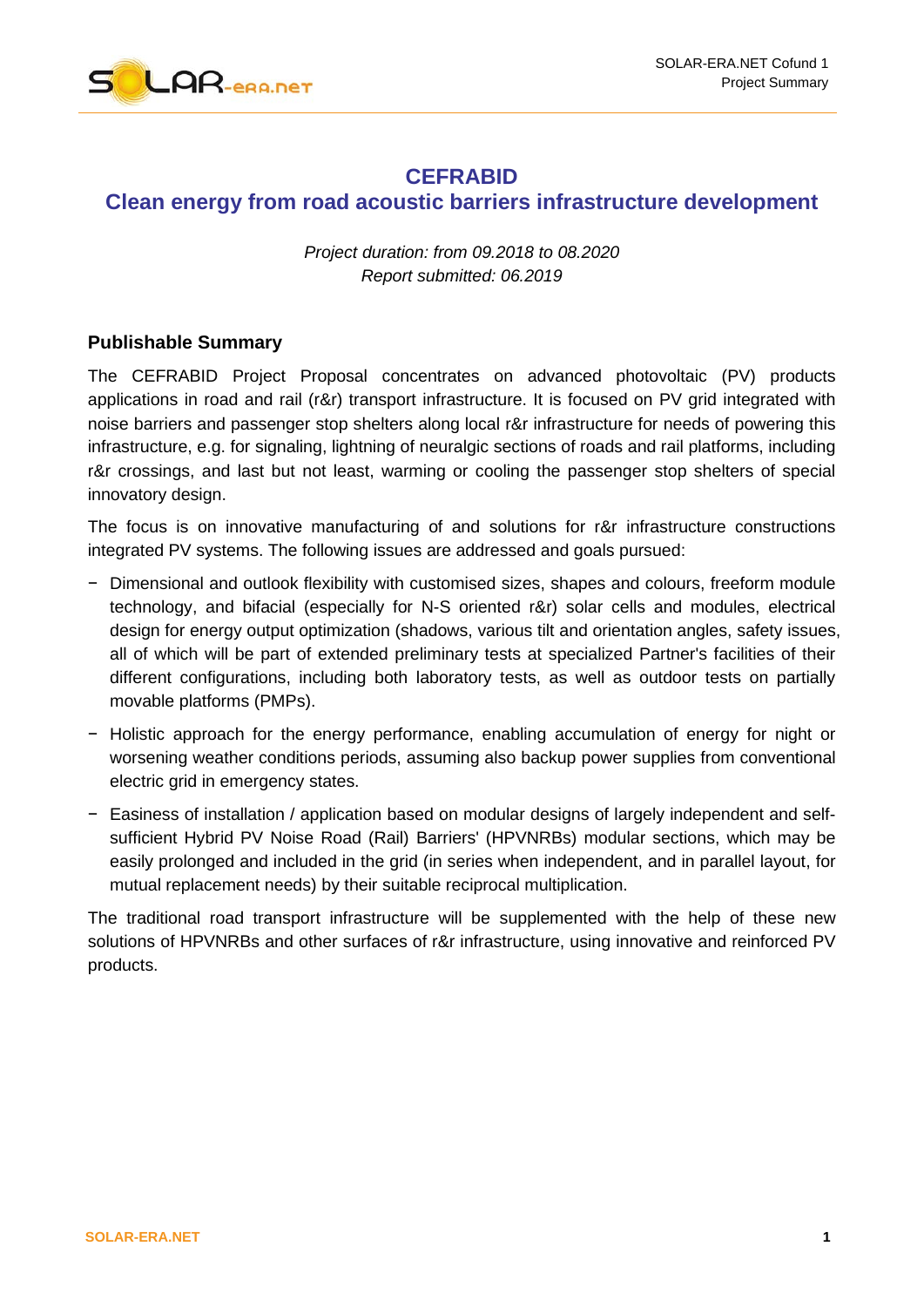# CEFRABID
## Clean energy from road acoustic barriers infrastructure development

*Project duration: from 09.2018 to 08.2020*
*Report submitted: 06.2019*

### Publishable Summary

The CEFRABID Project Proposal concentrates on advanced photovoltaic (PV) products applications in road and rail (r&r) transport infrastructure. It is focused on PV grid integrated with noise barriers and passenger stop shelters along local r&r infrastructure for needs of powering this infrastructure, e.g. for signaling, lightning of neuralgic sections of roads and rail platforms, including r&r crossings, and last but not least, warming or cooling the passenger stop shelters of special innovatory design.

The focus is on innovative manufacturing of and solutions for r&r infrastructure constructions integrated PV systems. The following issues are addressed and goals pursued:

- Dimensional and outlook flexibility with customised sizes, shapes and colours, freeform module technology, and bifacial (especially for N-S oriented r&r) solar cells and modules, electrical design for energy output optimization (shadows, various tilt and orientation angles, safety issues, all of which will be part of extended preliminary tests at specialized Partner's facilities of their different configurations, including both laboratory tests, as well as outdoor tests on partially movable platforms (PMPs).
- Holistic approach for the energy performance, enabling accumulation of energy for night or worsening weather conditions periods, assuming also backup power supplies from conventional electric grid in emergency states.
- Easiness of installation / application based on modular designs of largely independent and self-sufficient Hybrid PV Noise Road (Rail) Barriers' (HPVNRBs) modular sections, which may be easily prolonged and included in the grid (in series when independent, and in parallel layout, for mutual replacement needs) by their suitable reciprocal multiplication.

The traditional road transport infrastructure will be supplemented with the help of these new solutions of HPVNRBs and other surfaces of r&r infrastructure, using innovative and reinforced PV products.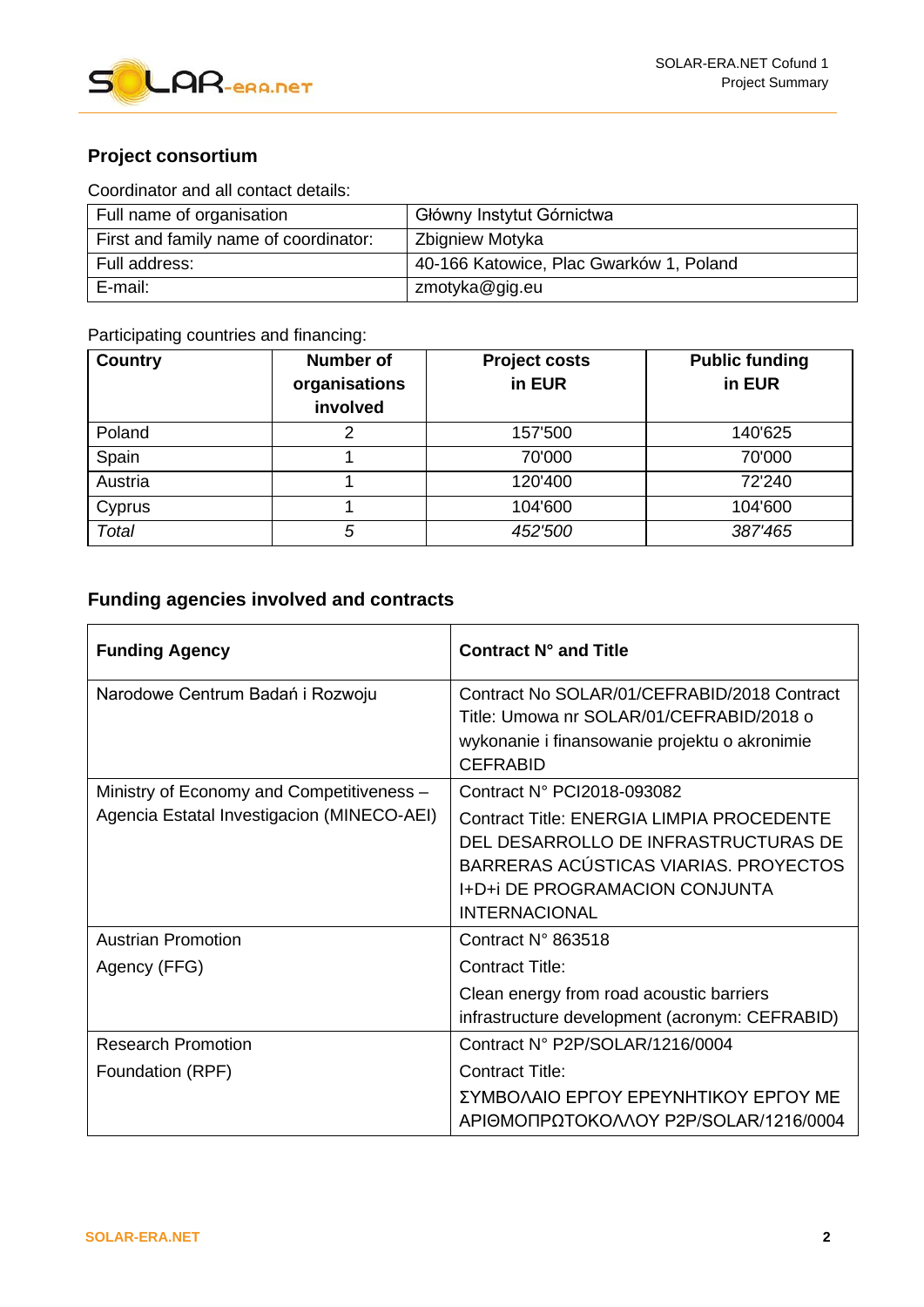## Project consortium

Coordinator and all contact details:

| | |
|---|---|
| Full name of organisation | Główny Instytut Górnictwa |
| First and family name of coordinator: | Zbigniew Motyka |
| Full address: | 40-166 Katowice, Plac Gwarków 1, Poland |
| E-mail: | zmotyka@gig.eu |

Participating countries and financing:

| Country | Number of organisations involved | Project costs in EUR | Public funding in EUR |
|---|---|---|---|
| Poland | 2 | 157'500 | 140'625 |
| Spain | 1 | 70'000 | 70'000 |
| Austria | 1 | 120'400 | 72'240 |
| Cyprus | 1 | 104'600 | 104'600 |
| *Total* | *5* | *452'500* | *387'465* |

## Funding agencies involved and contracts

| Funding Agency | Contract N° and Title |
|---|---|
| Narodowe Centrum Badań i Rozwoju | Contract No SOLAR/01/CEFRABID/2018 Contract Title: Umowa nr SOLAR/01/CEFRABID/2018 o wykonanie i finansowanie projektu o akronimie CEFRABID |
| Ministry of Economy and Competitiveness – Agencia Estatal Investigacion (MINECO-AEI) | Contract N° PCI2018-093082<br>Contract Title: ENERGIA LIMPIA PROCEDENTE DEL DESARROLLO DE INFRASTRUCTURAS DE BARRERAS ACÚSTICAS VIARIAS. PROYECTOS I+D+i DE PROGRAMACION CONJUNTA INTERNACIONAL |
| Austrian Promotion Agency (FFG) | Contract N° 863518<br>Contract Title:<br>Clean energy from road acoustic barriers infrastructure development (acronym: CEFRABID) |
| Research Promotion Foundation (RPF) | Contract N° P2P/SOLAR/1216/0004<br>Contract Title:<br>ΣΥΜΒΟΛΑΙΟ ΕΡΓΟΥ ΕΡΕΥΝΗΤΙΚΟΥ ΕΡΓΟΥ ΜΕ ΑΡΙΘΜΟΠΡΩΤΟΚΟΛΛΟΥ P2P/SOLAR/1216/0004 |